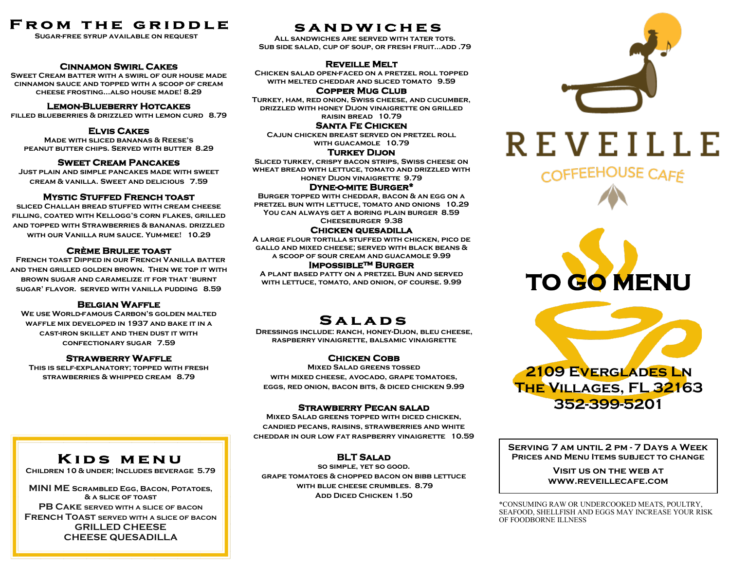# From the Griddle

Sugar-free syrup available on request

### Cinnamon Swirl Cakes

Sweet cream batter with a swirl of our house made cinnamon sauce and topped with a scoop of cream cheese frosting…also house made! 8.29

### Lemon-Blueberry Hotcakes

Filled blueberries & drizzled with lemon curd 8.79

### Elvis Cakes

Made with sliced bananas & Reese's peanut butter chips. Served with butter 8.29

### Sweet Cream Pancakes

Just plain and simple pancakes made with sweet cream & vanilla. Sweet and delicious 7.59

### Mystic Stuffed French Toast

Sliced Challah bread stuffed with cream cheese filling, coated with Kellogg's corn flakes, grilled and topped with Strawberries & bananas. Drizzled with our Vanilla rum sauce. Yum-mee! 10.29

### Crème Brulee Toast

French toast dipped in our French Vanilla batter and then grilled golden brown. Then we top it with brown sugar and caramelize it for that 'burnt sugar' flavor. Served with vanilla pudding 8.59

### Belgian Waffle

We use World-famous Carbon's golden malted waffle mix developed in 1937 and bake it in a cast-iron skillet and then dust it with confectionary sugar 7.59

### Strawberry Waffle

This is self-explanatory; topped with fresh strawberries & whipped cream 8.79

# Kids Menu

Children 10 & under; Includes beverage 5.79

**MINI ME** Scrambled Egg, Bacon, Potatoes, & a slice of toast

**PB CAKE** served with a slice of bacon

**FRENCH TOAST** served with a slice of bacon

**GRILLED CHEESE**

**CHEESE QUESADILLA**

# Sandwiches

All sandwiches are served with tater tots.
Sub side salad, cup of soup, or fresh fruit…add .79

### Reveille Melt

Chicken salad open-faced on a pretzel roll topped with melted cheddar and sliced tomato 9.59

### Copper Mug Club

Turkey, ham, red onion, Swiss cheese, and cucumber, drizzled with honey Dijon vinaigrette on grilled raisin bread 10.79

### Santa Fe Chicken

Cajun chicken breast served on pretzel roll with guacamole 10.79

### Turkey Dijon

Sliced turkey, crispy bacon strips, Swiss cheese on wheat bread with lettuce, tomato and drizzled with honey Dijon vinaigrette 9.79

### Dyne-O-Mite Burger*

Burger topped with cheddar, bacon & an egg on a pretzel bun with lettuce, tomato and onions 10.29
You can always get a boring plain burger 8.59
Cheeseburger 9.38

### Chicken Quesadilla

A large flour tortilla stuffed with chicken, pico de gallo and mixed cheese; served with black beans & a scoop of sour cream and guacamole 9.99

### Impossible™ Burger

A plant based patty on a pretzel bun and served with lettuce, tomato, and onion, of course. 9.99

# Salads

Dressings include: Ranch, Honey-Dijon, Bleu Cheese, Raspberry Vinaigrette, Balsamic Vinaigrette

### Chicken Cobb

Mixed salad greens tossed with mixed cheese, avocado, grape tomatoes, eggs, red onion, bacon bits, & diced chicken 9.99

### Strawberry Pecan Salad

Mixed salad greens topped with diced chicken, candied pecans, raisins, strawberries and white cheddar in our low fat raspberry vinaigrette 10.59

### BLT Salad

So simple, yet so good.
Grape tomatoes & chopped bacon on Bibb lettuce with blue cheese crumbles. 8.79
Add Diced Chicken 1.50

# REVEILLE

COFFEEHOUSE CAFÉ

# TO GO MENU

**2109 Everglades Ln**
**The Villages, FL 32163**
**352-399-5201**

Serving 7 AM until 2 PM - 7 Days a Week
Prices and Menu Items Subject to Change

Visit us on the web at
www.reveillecafe.com

*CONSUMING RAW OR UNDERCOOKED MEATS, POULTRY, SEAFOOD, SHELLFISH AND EGGS MAY INCREASE YOUR RISK OF FOODBORNE ILLNESS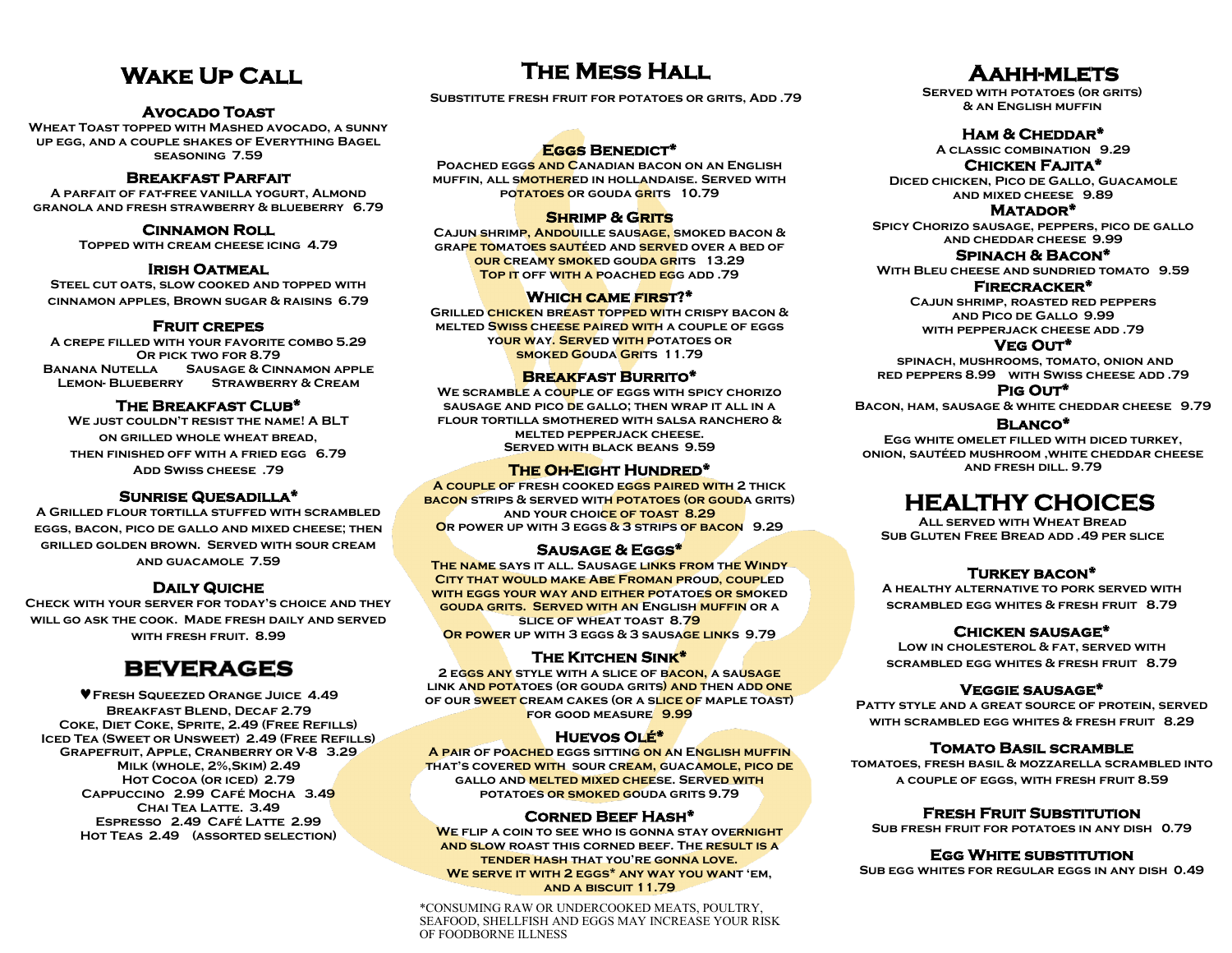# Wake Up Call

### Avocado Toast

Wheat Toast topped with Mashed avocado, a sunny up egg, and a couple shakes of Everything Bagel seasoning 7.59

### Breakfast Parfait

A parfait of fat-free vanilla yogurt, Almond granola and fresh strawberry & blueberry 6.79

### Cinnamon Roll

Topped with cream cheese icing 4.79

### Irish Oatmeal

Steel cut oats, slow cooked and topped with cinnamon apples, Brown sugar & raisins 6.79

### Fruit crepes

A crepe filled with your favorite combo 5.29
Or pick two for 8.79

Banana Nutella    Sausage & Cinnamon apple
Lemon- Blueberry    Strawberry & Cream

### The Breakfast Club*

We just couldn't resist the name! A BLT on grilled whole wheat bread, then finished off with a fried egg 6.79
Add Swiss cheese .79

### Sunrise Quesadilla*

A Grilled flour tortilla stuffed with scrambled eggs, bacon, pico de gallo and mixed cheese; then grilled golden brown. Served with sour cream and guacamole 7.59

### Daily Quiche

Check with your server for today's choice and they will go ask the cook. Made fresh daily and served with fresh fruit. 8.99

# BEVERAGES

♥Fresh Squeezed Orange Juice 4.49
Breakfast Blend, Decaf 2.79
Coke, Diet Coke, Sprite, 2.49 (Free Refills)
Iced Tea (Sweet or Unsweet) 2.49 (Free Refills)
Grapefruit, Apple, Cranberry or V-8 3.29
Milk (whole, 2%,Skim) 2.49
Hot Cocoa (or iced) 2.79
Cappuccino 2.99 Café Mocha 3.49
Chai Tea Latte. 3.49
Espresso 2.49 Café Latte 2.99
Hot Teas 2.49 (assorted selection)

# The Mess Hall

Substitute fresh fruit for potatoes or grits, Add .79

### Eggs Benedict*

Poached eggs and Canadian bacon on an English muffin, all smothered in hollandaise. Served with potatoes or gouda grits 10.79

### Shrimp & Grits

Cajun shrimp, Andouille sausage, smoked bacon & grape tomatoes sautéed and served over a bed of our creamy smoked gouda grits 13.29
Top it off with a poached egg add .79

### Which came first?*

Grilled chicken breast topped with crispy bacon & melted Swiss cheese paired with a couple of eggs your way. Served with potatoes or smoked Gouda Grits 11.79

### Breakfast Burrito*

We scramble a couple of eggs with spicy chorizo sausage and pico de gallo; then wrap it all in a flour tortilla smothered with salsa ranchero & melted pepperjack cheese.
Served with black beans 9.59

### The Oh-Eight Hundred*

A couple of fresh cooked eggs paired with 2 thick bacon strips & served with potatoes (or gouda grits) and your choice of toast 8.29
Or power up with 3 eggs & 3 strips of bacon 9.29

### Sausage & Eggs*

The name says it all. Sausage links from the Windy City that would make Abe Froman proud, coupled with eggs your way and either potatoes or smoked gouda grits. Served with an English muffin or a slice of wheat toast 8.79
Or power up with 3 eggs & 3 sausage links 9.79

### The Kitchen Sink*

2 eggs any style with a slice of bacon, a sausage link and potatoes (or gouda grits) and then add one of our sweet cream cakes (or a slice of maple toast) for good measure 9.99

### Huevos Olé*

A pair of poached eggs sitting on an English muffin that's covered with sour cream, guacamole, pico de gallo and melted mixed cheese. Served with potatoes or smoked gouda grits 9.79

### Corned Beef Hash*

We flip a coin to see who is gonna stay overnight and slow roast this corned beef. The result is a tender hash that you're gonna love.
We serve it with 2 eggs* any way you want 'em, and a biscuit 11.79

*CONSUMING RAW OR UNDERCOOKED MEATS, POULTRY, SEAFOOD, SHELLFISH AND EGGS MAY INCREASE YOUR RISK OF FOODBORNE ILLNESS

# Aahh-mlets

Served with potatoes (or grits) & an English muffin

### Ham & Cheddar*

A classic combination 9.29

### Chicken Fajita*

Diced chicken, Pico de Gallo, Guacamole and mixed cheese 9.89

### Matador*

Spicy Chorizo sausage, peppers, pico de gallo and cheddar cheese 9.99

### Spinach & Bacon*

With Bleu cheese and sundried tomato 9.59

### Firecracker*

Cajun shrimp, roasted red peppers and Pico de Gallo 9.99
with pepperjack cheese add .79

### Veg Out*

spinach, mushrooms, tomato, onion and red peppers 8.99 with Swiss cheese add .79

### Pig Out*

Bacon, ham, sausage & white cheddar cheese 9.79

### Blanco*

Egg white omelet filled with diced turkey, onion, sautéed mushroom ,white cheddar cheese and fresh dill. 9.79

# HEALTHY CHOICES

All served with Wheat Bread
Sub Gluten Free Bread add .49 per slice

### Turkey bacon*

A healthy alternative to pork served with scrambled egg whites & fresh fruit 8.79

### Chicken sausage*

Low in cholesterol & fat, served with scrambled egg whites & fresh fruit 8.79

### Veggie sausage*

Patty style and a great source of protein, served with scrambled egg whites & fresh fruit 8.29

### Tomato Basil scramble

tomatoes, fresh basil & mozzarella scrambled into a couple of eggs, with fresh fruit 8.59

### Fresh Fruit Substitution

Sub fresh fruit for potatoes in any dish 0.79

### Egg White substitution

Sub egg whites for regular eggs in any dish 0.49